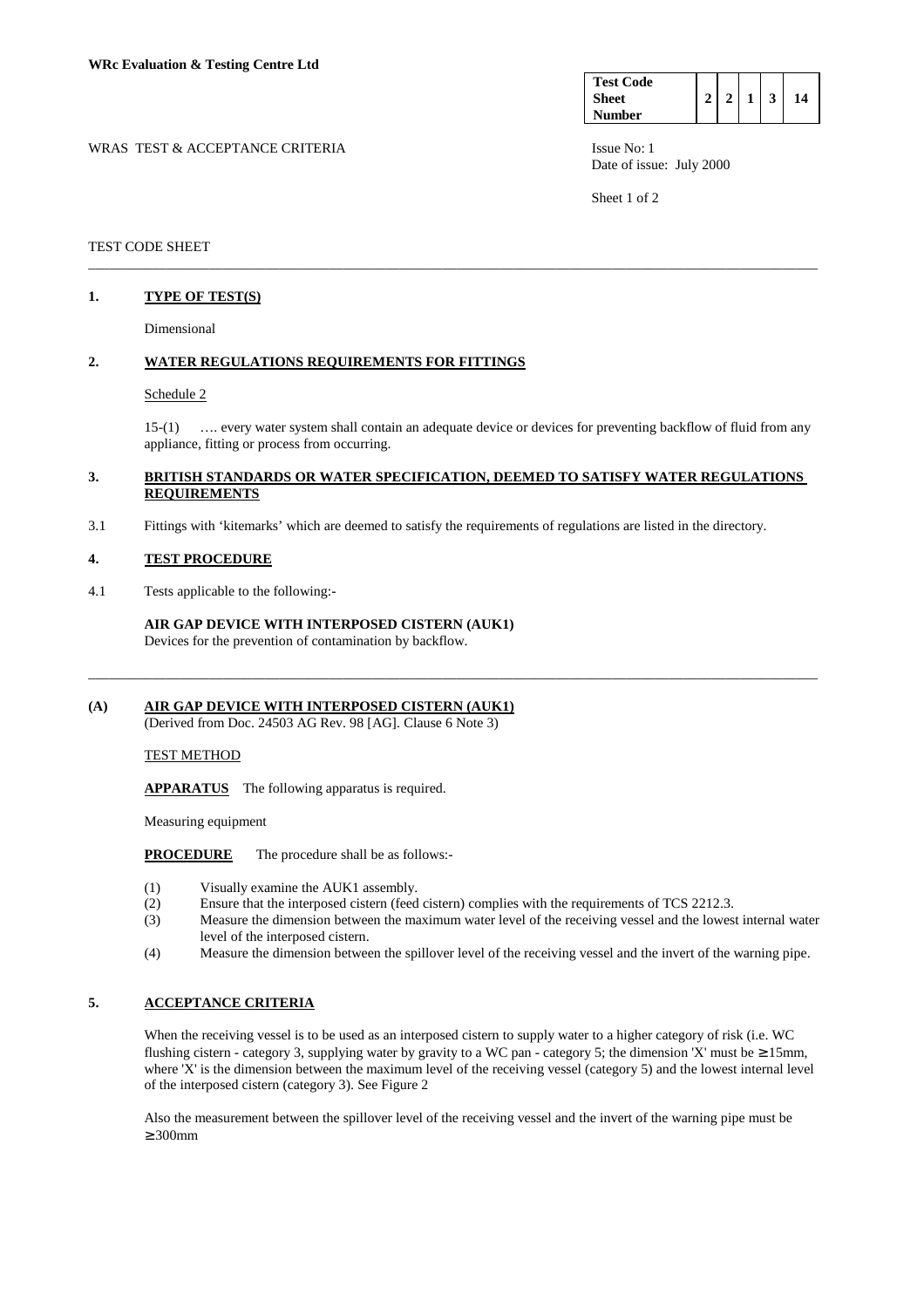**WRc Evaluation & Testing Centre Ltd**

| Test Code Sheet Number | 2 | 2 | 1 | 3 | 14 |
|---|---|---|---|---|---|

WRAS TEST & ACCEPTANCE CRITERIA

Issue No: 1
Date of issue: July 2000

TEST CODE SHEET

---

## 1. TYPE OF TEST(S)

Dimensional

## 2. WATER REGULATIONS REQUIREMENTS FOR FITTINGS

Schedule 2

15-(1) …. every water system shall contain an adequate device or devices for preventing backflow of fluid from any appliance, fitting or process from occurring.

## 3. BRITISH STANDARDS OR WATER SPECIFICATION, DEEMED TO SATISFY WATER REGULATIONS REQUIREMENTS

3.1 Fittings with 'kitemarks' which are deemed to satisfy the requirements of regulations are listed in the directory.

## 4. TEST PROCEDURE

4.1 Tests applicable to the following:-

**AIR GAP DEVICE WITH INTERPOSED CISTERN (AUK1)**
Devices for the prevention of contamination by backflow.

---

## (A) AIR GAP DEVICE WITH INTERPOSED CISTERN (AUK1)

(Derived from Doc. 24503 AG Rev. 98 [AG]. Clause 6 Note 3)

TEST METHOD

**APPARATUS** The following apparatus is required.

Measuring equipment

**PROCEDURE** The procedure shall be as follows:-

(1) Visually examine the AUK1 assembly.
(2) Ensure that the interposed cistern (feed cistern) complies with the requirements of TCS 2212.3.
(3) Measure the dimension between the maximum water level of the receiving vessel and the lowest internal water level of the interposed cistern.
(4) Measure the dimension between the spillover level of the receiving vessel and the invert of the warning pipe.

## 5. ACCEPTANCE CRITERIA

When the receiving vessel is to be used as an interposed cistern to supply water to a higher category of risk (i.e. WC flushing cistern - category 3, supplying water by gravity to a WC pan - category 5; the dimension 'X' must be ≥ 15mm, where 'X' is the dimension between the maximum level of the receiving vessel (category 5) and the lowest internal level of the interposed cistern (category 3). See Figure 2

Also the measurement between the spillover level of the receiving vessel and the invert of the warning pipe must be ≥ 300mm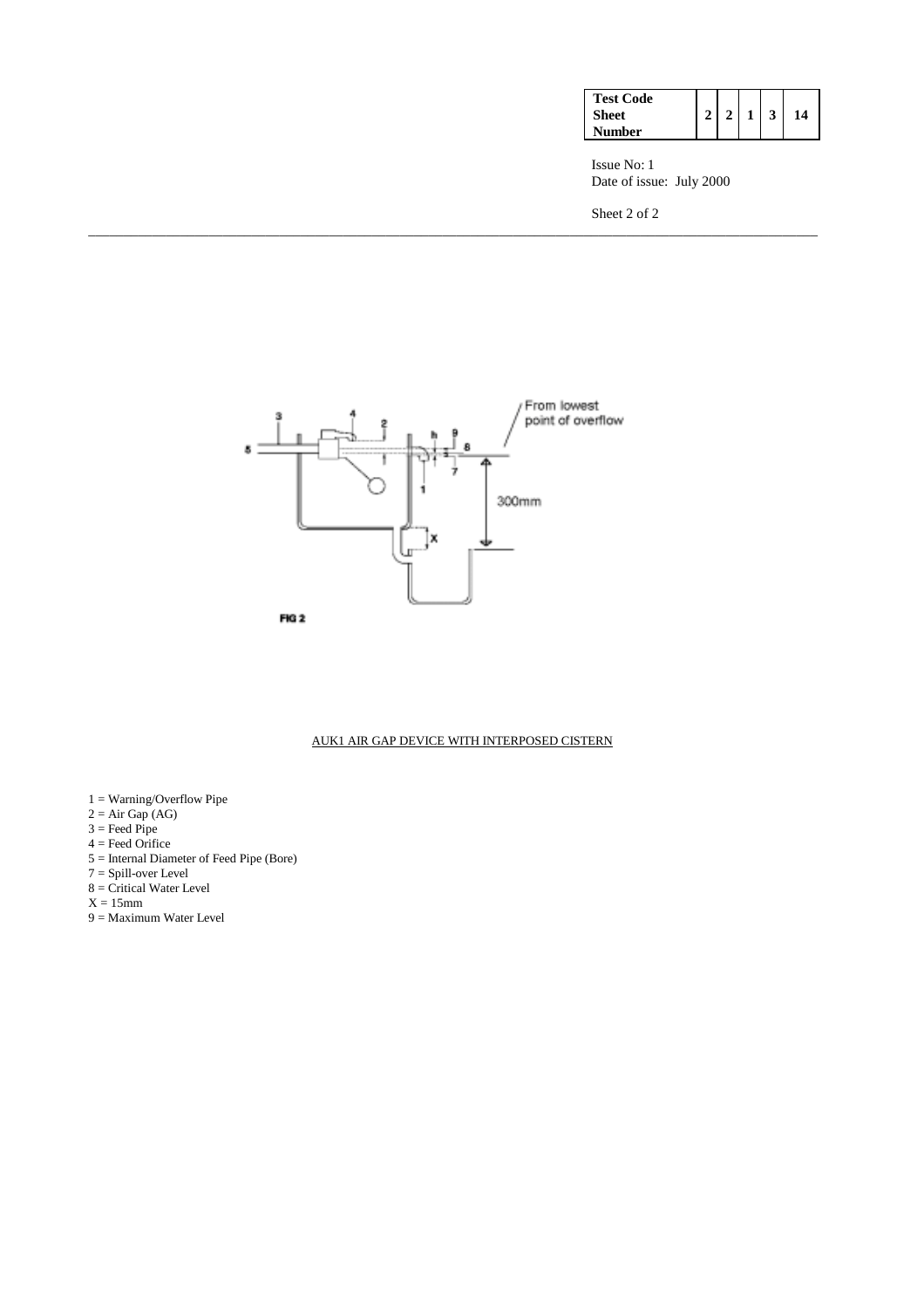| Test Code Sheet Number | 2 | 2 | 1 | 3 | 14 |
|---|---|---|---|---|---|

Issue No: 1
Date of issue: July 2000

From lowest point of overflow

300mm

FIG 2

AUK1 AIR GAP DEVICE WITH INTERPOSED CISTERN

1 = Warning/Overflow Pipe
2 = Air Gap (AG)
3 = Feed Pipe
4 = Feed Orifice
5 = Internal Diameter of Feed Pipe (Bore)
7 = Spill-over Level
8 = Critical Water Level
X = 15mm
9 = Maximum Water Level